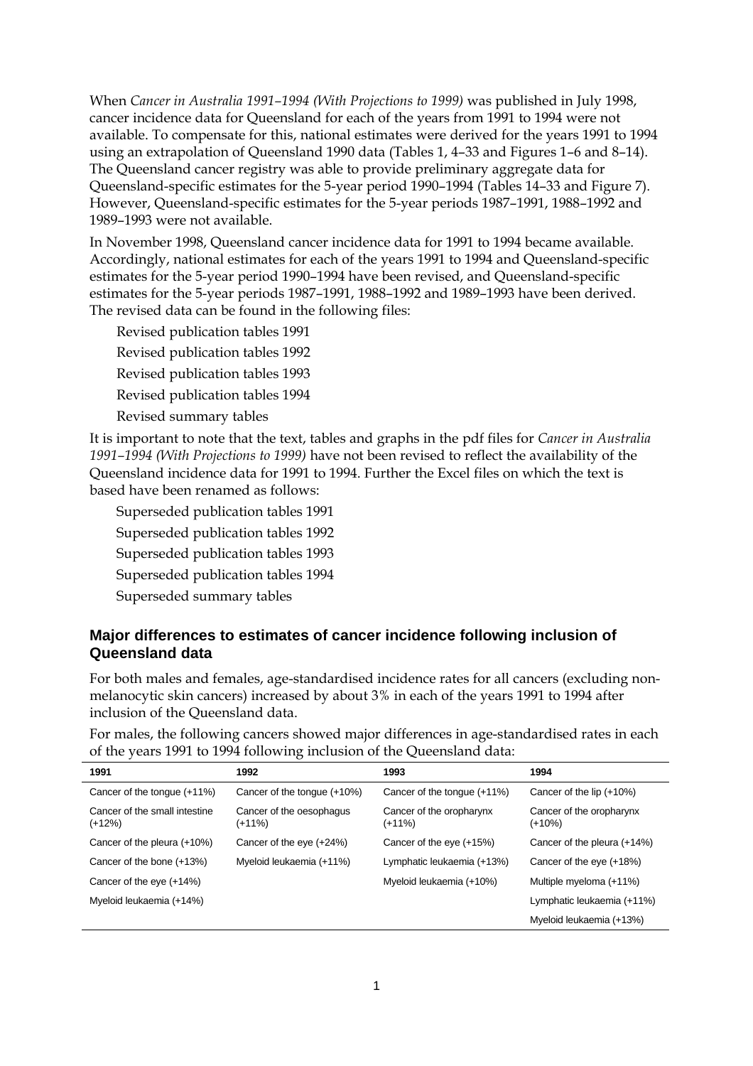When *Cancer in Australia 1991–1994 (With Projections to 1999)* was published in July 1998, cancer incidence data for Queensland for each of the years from 1991 to 1994 were not available. To compensate for this, national estimates were derived for the years 1991 to 1994 using an extrapolation of Queensland 1990 data (Tables 1, 4–33 and Figures 1–6 and 8–14). The Queensland cancer registry was able to provide preliminary aggregate data for Queensland-specific estimates for the 5-year period 1990–1994 (Tables 14–33 and Figure 7). However, Queensland-specific estimates for the 5-year periods 1987–1991, 1988–1992 and 1989–1993 were not available.

In November 1998, Queensland cancer incidence data for 1991 to 1994 became available. Accordingly, national estimates for each of the years 1991 to 1994 and Queensland-specific estimates for the 5-year period 1990–1994 have been revised, and Queensland-specific estimates for the 5-year periods 1987–1991, 1988–1992 and 1989–1993 have been derived. The revised data can be found in the following files:

- Revised publication tables 1991
- Revised publication tables 1992
- Revised publication tables 1993
- Revised publication tables 1994
- Revised summary tables

It is important to note that the text, tables and graphs in the pdf files for *Cancer in Australia 1991–1994 (With Projections to 1999)* have not been revised to reflect the availability of the Queensland incidence data for 1991 to 1994. Further the Excel files on which the text is based have been renamed as follows:

- Superseded publication tables 1991
- Superseded publication tables 1992
- Superseded publication tables 1993
- Superseded publication tables 1994
- Superseded summary tables

## Major differences to estimates of cancer incidence following inclusion of Queensland data

For both males and females, age-standardised incidence rates for all cancers (excluding non-melanocytic skin cancers) increased by about 3% in each of the years 1991 to 1994 after inclusion of the Queensland data.

For males, the following cancers showed major differences in age-standardised rates in each of the years 1991 to 1994 following inclusion of the Queensland data:

| 1991 | 1992 | 1993 | 1994 |
|---|---|---|---|
| Cancer of the tongue (+11%) | Cancer of the tongue (+10%) | Cancer of the tongue (+11%) | Cancer of the lip (+10%) |
| Cancer of the small intestine (+12%) | Cancer of the oesophagus (+11%) | Cancer of the oropharynx (+11%) | Cancer of the oropharynx (+10%) |
| Cancer of the pleura (+10%) | Cancer of the eye (+24%) | Cancer of the eye (+15%) | Cancer of the pleura (+14%) |
| Cancer of the bone (+13%) | Myeloid leukaemia (+11%) | Lymphatic leukaemia (+13%) | Cancer of the eye (+18%) |
| Cancer of the eye (+14%) | | Myeloid leukaemia (+10%) | Multiple myeloma (+11%) |
| Myeloid leukaemia (+14%) | | | Lymphatic leukaemia (+11%) |
| | | | Myeloid leukaemia (+13%) |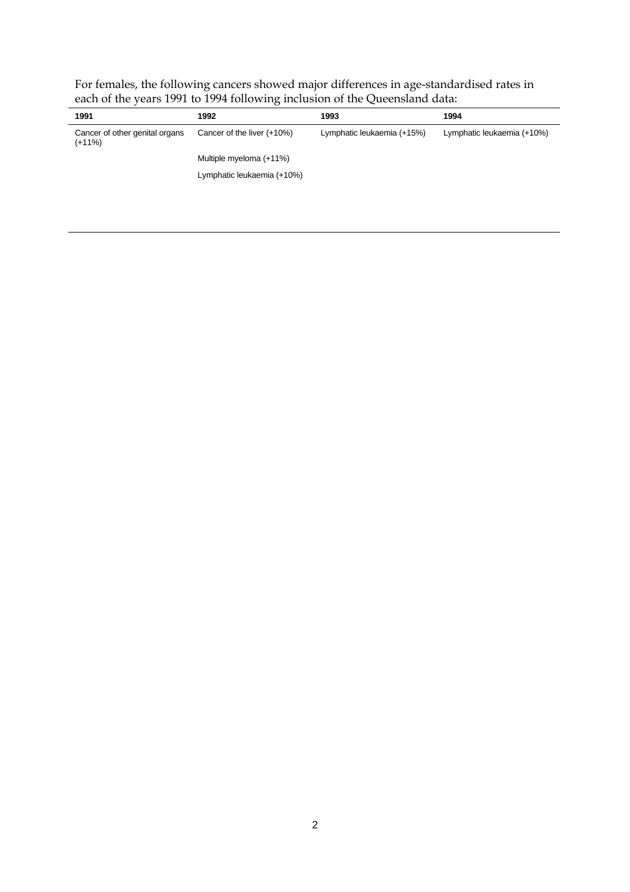For females, the following cancers showed major differences in age-standardised rates in each of the years 1991 to 1994 following inclusion of the Queensland data:

| 1991 | 1992 | 1993 | 1994 |
| --- | --- | --- | --- |
| Cancer of other genital organs (+11%) | Cancer of the liver (+10%) | Lymphatic leukaemia (+15%) | Lymphatic leukaemia (+10%) |
| | Multiple myeloma (+11%) | | |
| | Lymphatic leukaemia (+10%) | | |